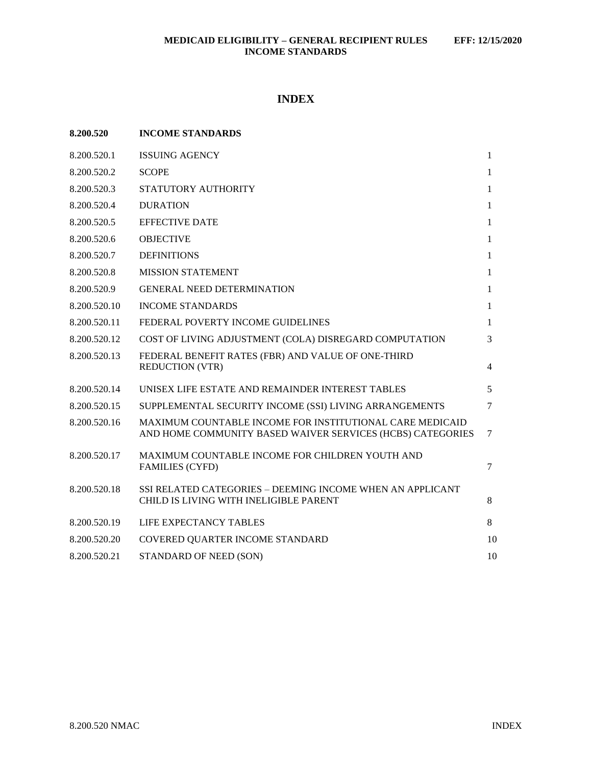# INDEX

| 8.200.520 | INCOME STANDARDS | |
|---|---|---|
| 8.200.520.1 | ISSUING AGENCY | 1 |
| 8.200.520.2 | SCOPE | 1 |
| 8.200.520.3 | STATUTORY AUTHORITY | 1 |
| 8.200.520.4 | DURATION | 1 |
| 8.200.520.5 | EFFECTIVE DATE | 1 |
| 8.200.520.6 | OBJECTIVE | 1 |
| 8.200.520.7 | DEFINITIONS | 1 |
| 8.200.520.8 | MISSION STATEMENT | 1 |
| 8.200.520.9 | GENERAL NEED DETERMINATION | 1 |
| 8.200.520.10 | INCOME STANDARDS | 1 |
| 8.200.520.11 | FEDERAL POVERTY INCOME GUIDELINES | 1 |
| 8.200.520.12 | COST OF LIVING ADJUSTMENT (COLA) DISREGARD COMPUTATION | 3 |
| 8.200.520.13 | FEDERAL BENEFIT RATES (FBR) AND VALUE OF ONE-THIRD REDUCTION (VTR) | 4 |
| 8.200.520.14 | UNISEX LIFE ESTATE AND REMAINDER INTEREST TABLES | 5 |
| 8.200.520.15 | SUPPLEMENTAL SECURITY INCOME (SSI) LIVING ARRANGEMENTS | 7 |
| 8.200.520.16 | MAXIMUM COUNTABLE INCOME FOR INSTITUTIONAL CARE MEDICAID AND HOME COMMUNITY BASED WAIVER SERVICES (HCBS) CATEGORIES | 7 |
| 8.200.520.17 | MAXIMUM COUNTABLE INCOME FOR CHILDREN YOUTH AND FAMILIES (CYFD) | 7 |
| 8.200.520.18 | SSI RELATED CATEGORIES – DEEMING INCOME WHEN AN APPLICANT CHILD IS LIVING WITH INELIGIBLE PARENT | 8 |
| 8.200.520.19 | LIFE EXPECTANCY TABLES | 8 |
| 8.200.520.20 | COVERED QUARTER INCOME STANDARD | 10 |
| 8.200.520.21 | STANDARD OF NEED (SON) | 10 |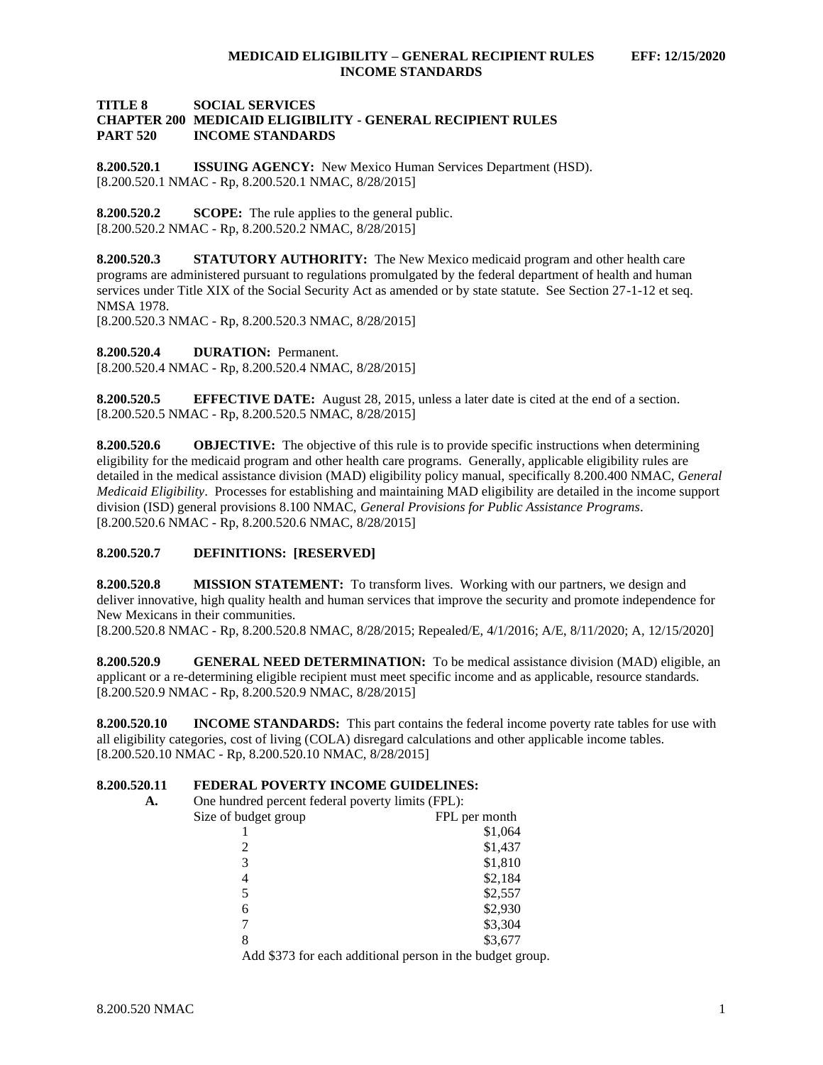**TITLE 8 SOCIAL SERVICES**
**CHAPTER 200 MEDICAID ELIGIBILITY - GENERAL RECIPIENT RULES**
**PART 520 INCOME STANDARDS**

**8.200.520.1 ISSUING AGENCY:** New Mexico Human Services Department (HSD).
[8.200.520.1 NMAC - Rp, 8.200.520.1 NMAC, 8/28/2015]

**8.200.520.2 SCOPE:** The rule applies to the general public.
[8.200.520.2 NMAC - Rp, 8.200.520.2 NMAC, 8/28/2015]

**8.200.520.3 STATUTORY AUTHORITY:** The New Mexico medicaid program and other health care programs are administered pursuant to regulations promulgated by the federal department of health and human services under Title XIX of the Social Security Act as amended or by state statute. See Section 27-1-12 et seq. NMSA 1978.
[8.200.520.3 NMAC - Rp, 8.200.520.3 NMAC, 8/28/2015]

**8.200.520.4 DURATION:** Permanent.
[8.200.520.4 NMAC - Rp, 8.200.520.4 NMAC, 8/28/2015]

**8.200.520.5 EFFECTIVE DATE:** August 28, 2015, unless a later date is cited at the end of a section.
[8.200.520.5 NMAC - Rp, 8.200.520.5 NMAC, 8/28/2015]

**8.200.520.6 OBJECTIVE:** The objective of this rule is to provide specific instructions when determining eligibility for the medicaid program and other health care programs. Generally, applicable eligibility rules are detailed in the medical assistance division (MAD) eligibility policy manual, specifically 8.200.400 NMAC, *General Medicaid Eligibility*. Processes for establishing and maintaining MAD eligibility are detailed in the income support division (ISD) general provisions 8.100 NMAC, *General Provisions for Public Assistance Programs*.
[8.200.520.6 NMAC - Rp, 8.200.520.6 NMAC, 8/28/2015]

**8.200.520.7 DEFINITIONS: [RESERVED]**

**8.200.520.8 MISSION STATEMENT:** To transform lives. Working with our partners, we design and deliver innovative, high quality health and human services that improve the security and promote independence for New Mexicans in their communities.
[8.200.520.8 NMAC - Rp, 8.200.520.8 NMAC, 8/28/2015; Repealed/E, 4/1/2016; A/E, 8/11/2020; A, 12/15/2020]

**8.200.520.9 GENERAL NEED DETERMINATION:** To be medical assistance division (MAD) eligible, an applicant or a re-determining eligible recipient must meet specific income and as applicable, resource standards.
[8.200.520.9 NMAC - Rp, 8.200.520.9 NMAC, 8/28/2015]

**8.200.520.10 INCOME STANDARDS:** This part contains the federal income poverty rate tables for use with all eligibility categories, cost of living (COLA) disregard calculations and other applicable income tables.
[8.200.520.10 NMAC - Rp, 8.200.520.10 NMAC, 8/28/2015]

**8.200.520.11 FEDERAL POVERTY INCOME GUIDELINES:**

**A.** One hundred percent federal poverty limits (FPL):

| Size of budget group | FPL per month |
|---|---|
| 1 | $1,064 |
| 2 | $1,437 |
| 3 | $1,810 |
| 4 | $2,184 |
| 5 | $2,557 |
| 6 | $2,930 |
| 7 | $3,304 |
| 8 | $3,677 |

Add $373 for each additional person in the budget group.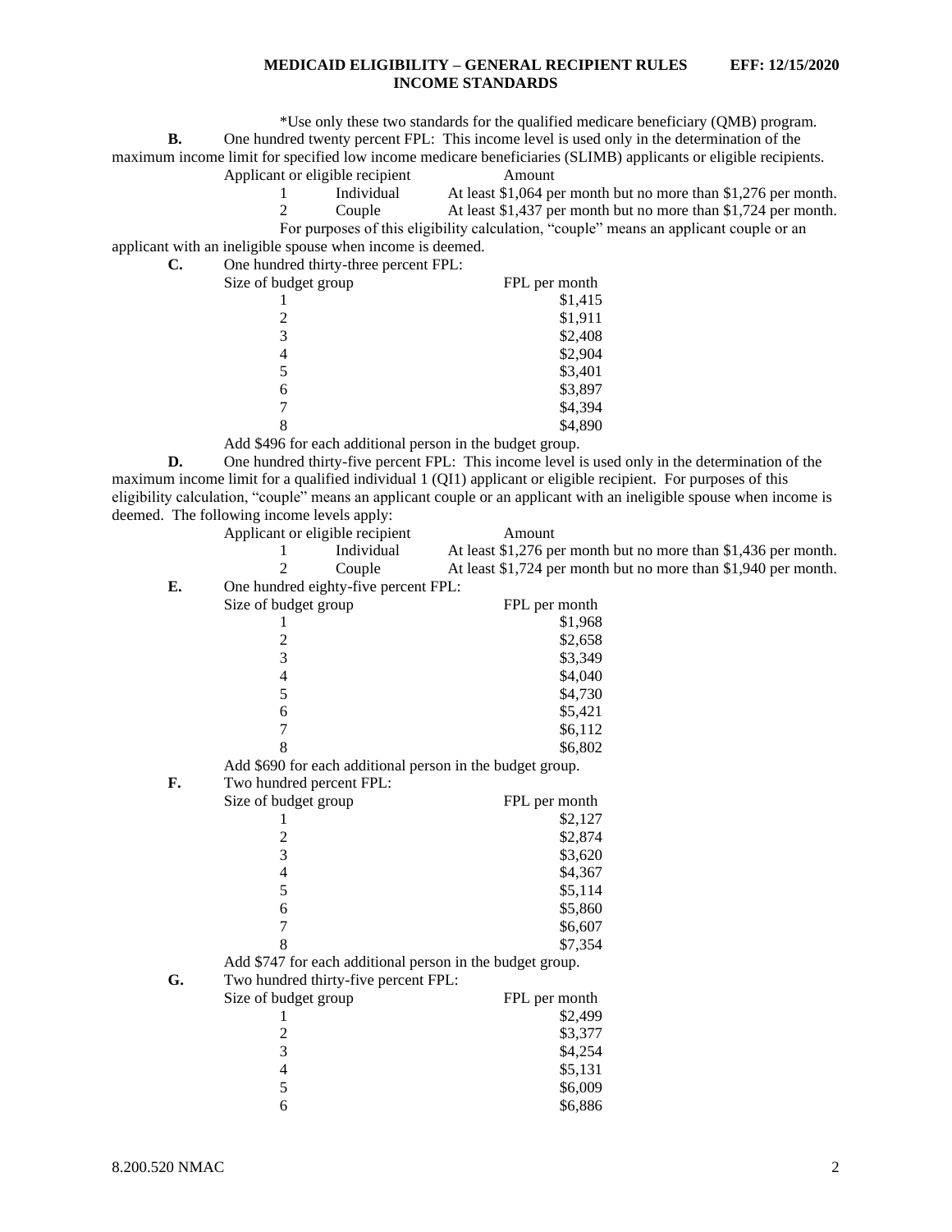*Use only these two standards for the qualified medicare beneficiary (QMB) program.

**B.** One hundred twenty percent FPL: This income level is used only in the determination of the maximum income limit for specified low income medicare beneficiaries (SLIMB) applicants or eligible recipients.

| Applicant or eligible recipient | | Amount |
|---|---|---|
| 1 | Individual | At least $1,064 per month but no more than $1,276 per month. |
| 2 | Couple | At least $1,437 per month but no more than $1,724 per month. |

For purposes of this eligibility calculation, "couple" means an applicant couple or an applicant with an ineligible spouse when income is deemed.

**C.** One hundred thirty-three percent FPL:

| Size of budget group | FPL per month |
|---|---|
| 1 | $1,415 |
| 2 | $1,911 |
| 3 | $2,408 |
| 4 | $2,904 |
| 5 | $3,401 |
| 6 | $3,897 |
| 7 | $4,394 |
| 8 | $4,890 |

Add $496 for each additional person in the budget group.

**D.** One hundred thirty-five percent FPL: This income level is used only in the determination of the maximum income limit for a qualified individual 1 (QI1) applicant or eligible recipient. For purposes of this eligibility calculation, "couple" means an applicant couple or an applicant with an ineligible spouse when income is deemed. The following income levels apply:

| Applicant or eligible recipient | | Amount |
|---|---|---|
| 1 | Individual | At least $1,276 per month but no more than $1,436 per month. |
| 2 | Couple | At least $1,724 per month but no more than $1,940 per month. |

**E.** One hundred eighty-five percent FPL:

| Size of budget group | FPL per month |
|---|---|
| 1 | $1,968 |
| 2 | $2,658 |
| 3 | $3,349 |
| 4 | $4,040 |
| 5 | $4,730 |
| 6 | $5,421 |
| 7 | $6,112 |
| 8 | $6,802 |

Add $690 for each additional person in the budget group.

**F.** Two hundred percent FPL:

| Size of budget group | FPL per month |
|---|---|
| 1 | $2,127 |
| 2 | $2,874 |
| 3 | $3,620 |
| 4 | $4,367 |
| 5 | $5,114 |
| 6 | $5,860 |
| 7 | $6,607 |
| 8 | $7,354 |

Add $747 for each additional person in the budget group.

**G.** Two hundred thirty-five percent FPL:

| Size of budget group | FPL per month |
|---|---|
| 1 | $2,499 |
| 2 | $3,377 |
| 3 | $4,254 |
| 4 | $5,131 |
| 5 | $6,009 |
| 6 | $6,886 |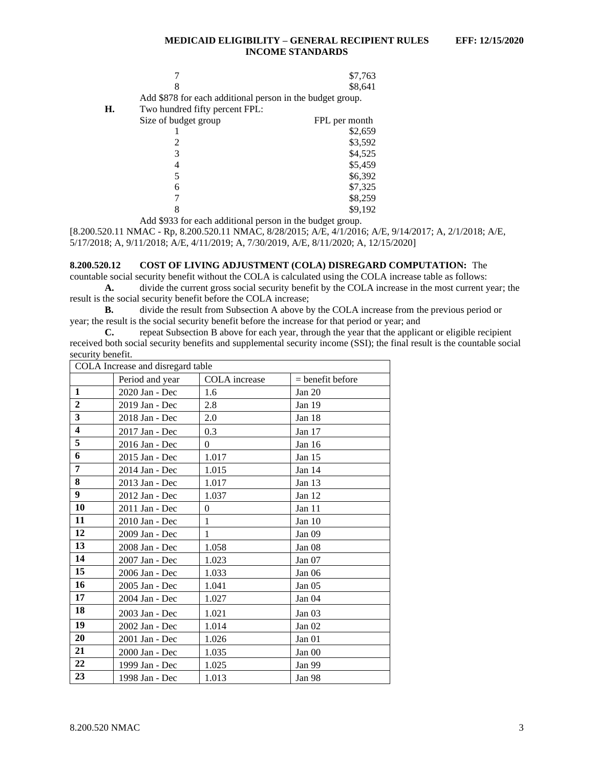| | |
|---|---|
| 7 | $7,763 |
| 8 | $8,641 |

Add $878 for each additional person in the budget group.

**H.** Two hundred fifty percent FPL:

| Size of budget group | FPL per month |
|---|---|
| 1 | $2,659 |
| 2 | $3,592 |
| 3 | $4,525 |
| 4 | $5,459 |
| 5 | $6,392 |
| 6 | $7,325 |
| 7 | $8,259 |
| 8 | $9,192 |

Add $933 for each additional person in the budget group.

[8.200.520.11 NMAC - Rp, 8.200.520.11 NMAC, 8/28/2015; A/E, 4/1/2016; A/E, 9/14/2017; A, 2/1/2018; A/E, 5/17/2018; A, 9/11/2018; A/E, 4/11/2019; A, 7/30/2019, A/E, 8/11/2020; A, 12/15/2020]

**8.200.520.12 COST OF LIVING ADJUSTMENT (COLA) DISREGARD COMPUTATION:** The countable social security benefit without the COLA is calculated using the COLA increase table as follows:

**A.** divide the current gross social security benefit by the COLA increase in the most current year; the result is the social security benefit before the COLA increase;

**B.** divide the result from Subsection A above by the COLA increase from the previous period or year; the result is the social security benefit before the increase for that period or year; and

**C.** repeat Subsection B above for each year, through the year that the applicant or eligible recipient received both social security benefits and supplemental security income (SSI); the final result is the countable social security benefit.

| COLA Increase and disregard table | | | |
|---|---|---|---|
| | Period and year | COLA increase | = benefit before |
| **1** | 2020 Jan - Dec | 1.6 | Jan 20 |
| **2** | 2019 Jan - Dec | 2.8 | Jan 19 |
| **3** | 2018 Jan - Dec | 2.0 | Jan 18 |
| **4** | 2017 Jan - Dec | 0.3 | Jan 17 |
| **5** | 2016 Jan - Dec | 0 | Jan 16 |
| **6** | 2015 Jan - Dec | 1.017 | Jan 15 |
| **7** | 2014 Jan - Dec | 1.015 | Jan 14 |
| **8** | 2013 Jan - Dec | 1.017 | Jan 13 |
| **9** | 2012 Jan - Dec | 1.037 | Jan 12 |
| **10** | 2011 Jan - Dec | 0 | Jan 11 |
| **11** | 2010 Jan - Dec | 1 | Jan 10 |
| **12** | 2009 Jan - Dec | 1 | Jan 09 |
| **13** | 2008 Jan - Dec | 1.058 | Jan 08 |
| **14** | 2007 Jan - Dec | 1.023 | Jan 07 |
| **15** | 2006 Jan - Dec | 1.033 | Jan 06 |
| **16** | 2005 Jan - Dec | 1.041 | Jan 05 |
| **17** | 2004 Jan - Dec | 1.027 | Jan 04 |
| **18** | 2003 Jan - Dec | 1.021 | Jan 03 |
| **19** | 2002 Jan - Dec | 1.014 | Jan 02 |
| **20** | 2001 Jan - Dec | 1.026 | Jan 01 |
| **21** | 2000 Jan - Dec | 1.035 | Jan 00 |
| **22** | 1999 Jan - Dec | 1.025 | Jan 99 |
| **23** | 1998 Jan - Dec | 1.013 | Jan 98 |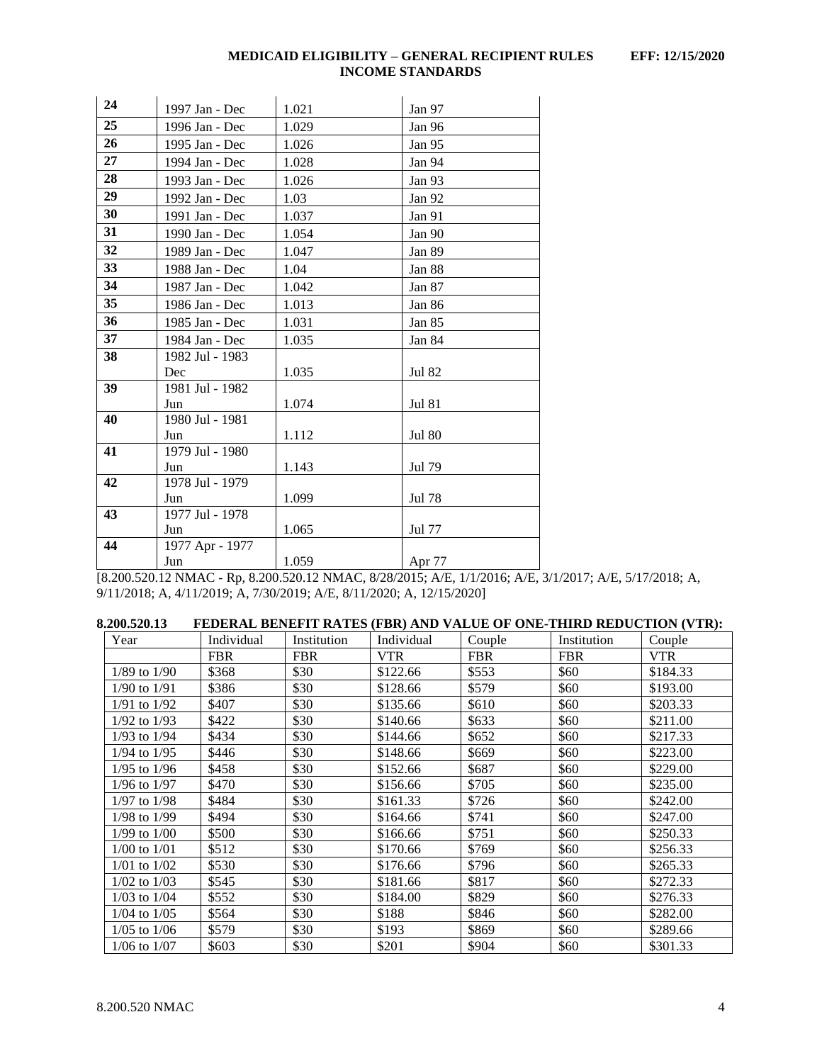| 24 | 1997 Jan - Dec | 1.021 | Jan 97 |
|---|---|---|---|
| 25 | 1996 Jan - Dec | 1.029 | Jan 96 |
| 26 | 1995 Jan - Dec | 1.026 | Jan 95 |
| 27 | 1994 Jan - Dec | 1.028 | Jan 94 |
| 28 | 1993 Jan - Dec | 1.026 | Jan 93 |
| 29 | 1992 Jan - Dec | 1.03 | Jan 92 |
| 30 | 1991 Jan - Dec | 1.037 | Jan 91 |
| 31 | 1990 Jan - Dec | 1.054 | Jan 90 |
| 32 | 1989 Jan - Dec | 1.047 | Jan 89 |
| 33 | 1988 Jan - Dec | 1.04 | Jan 88 |
| 34 | 1987 Jan - Dec | 1.042 | Jan 87 |
| 35 | 1986 Jan - Dec | 1.013 | Jan 86 |
| 36 | 1985 Jan - Dec | 1.031 | Jan 85 |
| 37 | 1984 Jan - Dec | 1.035 | Jan 84 |
| 38 | 1982 Jul - 1983 Dec | 1.035 | Jul 82 |
| 39 | 1981 Jul - 1982 Jun | 1.074 | Jul 81 |
| 40 | 1980 Jul - 1981 Jun | 1.112 | Jul 80 |
| 41 | 1979 Jul - 1980 Jun | 1.143 | Jul 79 |
| 42 | 1978 Jul - 1979 Jun | 1.099 | Jul 78 |
| 43 | 1977 Jul - 1978 Jun | 1.065 | Jul 77 |
| 44 | 1977 Apr - 1977 Jun | 1.059 | Apr 77 |

[8.200.520.12 NMAC - Rp, 8.200.520.12 NMAC, 8/28/2015; A/E, 1/1/2016; A/E, 3/1/2017; A/E, 5/17/2018; A, 9/11/2018; A, 4/11/2019; A, 7/30/2019; A/E, 8/11/2020; A, 12/15/2020]

**8.200.520.13 FEDERAL BENEFIT RATES (FBR) AND VALUE OF ONE-THIRD REDUCTION (VTR):**

| Year | Individual FBR | Institution FBR | Individual VTR | Couple FBR | Institution FBR | Couple VTR |
|---|---|---|---|---|---|---|
| 1/89 to 1/90 | $368 | $30 | $122.66 | $553 | $60 | $184.33 |
| 1/90 to 1/91 | $386 | $30 | $128.66 | $579 | $60 | $193.00 |
| 1/91 to 1/92 | $407 | $30 | $135.66 | $610 | $60 | $203.33 |
| 1/92 to 1/93 | $422 | $30 | $140.66 | $633 | $60 | $211.00 |
| 1/93 to 1/94 | $434 | $30 | $144.66 | $652 | $60 | $217.33 |
| 1/94 to 1/95 | $446 | $30 | $148.66 | $669 | $60 | $223.00 |
| 1/95 to 1/96 | $458 | $30 | $152.66 | $687 | $60 | $229.00 |
| 1/96 to 1/97 | $470 | $30 | $156.66 | $705 | $60 | $235.00 |
| 1/97 to 1/98 | $484 | $30 | $161.33 | $726 | $60 | $242.00 |
| 1/98 to 1/99 | $494 | $30 | $164.66 | $741 | $60 | $247.00 |
| 1/99 to 1/00 | $500 | $30 | $166.66 | $751 | $60 | $250.33 |
| 1/00 to 1/01 | $512 | $30 | $170.66 | $769 | $60 | $256.33 |
| 1/01 to 1/02 | $530 | $30 | $176.66 | $796 | $60 | $265.33 |
| 1/02 to 1/03 | $545 | $30 | $181.66 | $817 | $60 | $272.33 |
| 1/03 to 1/04 | $552 | $30 | $184.00 | $829 | $60 | $276.33 |
| 1/04 to 1/05 | $564 | $30 | $188 | $846 | $60 | $282.00 |
| 1/05 to 1/06 | $579 | $30 | $193 | $869 | $60 | $289.66 |
| 1/06 to 1/07 | $603 | $30 | $201 | $904 | $60 | $301.33 |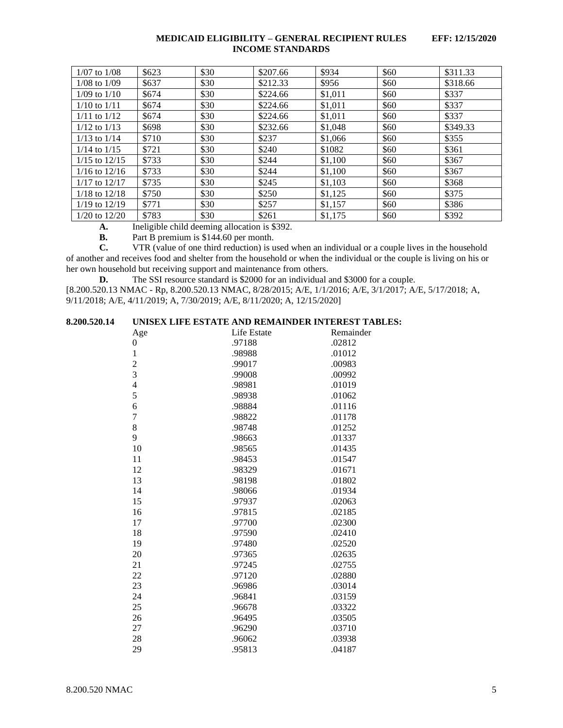| | | | | | | |
|---|---|---|---|---|---|---|
| 1/07 to 1/08 | $623 | $30 | $207.66 | $934 | $60 | $311.33 |
| 1/08 to 1/09 | $637 | $30 | $212.33 | $956 | $60 | $318.66 |
| 1/09 to 1/10 | $674 | $30 | $224.66 | $1,011 | $60 | $337 |
| 1/10 to 1/11 | $674 | $30 | $224.66 | $1,011 | $60 | $337 |
| 1/11 to 1/12 | $674 | $30 | $224.66 | $1,011 | $60 | $337 |
| 1/12 to 1/13 | $698 | $30 | $232.66 | $1,048 | $60 | $349.33 |
| 1/13 to 1/14 | $710 | $30 | $237 | $1,066 | $60 | $355 |
| 1/14 to 1/15 | $721 | $30 | $240 | $1082 | $60 | $361 |
| 1/15 to 12/15 | $733 | $30 | $244 | $1,100 | $60 | $367 |
| 1/16 to 12/16 | $733 | $30 | $244 | $1,100 | $60 | $367 |
| 1/17 to 12/17 | $735 | $30 | $245 | $1,103 | $60 | $368 |
| 1/18 to 12/18 | $750 | $30 | $250 | $1,125 | $60 | $375 |
| 1/19 to 12/19 | $771 | $30 | $257 | $1,157 | $60 | $386 |
| 1/20 to 12/20 | $783 | $30 | $261 | $1,175 | $60 | $392 |

**A.** Ineligible child deeming allocation is $392.

**B.** Part B premium is $144.60 per month.

**C.** VTR (value of one third reduction) is used when an individual or a couple lives in the household of another and receives food and shelter from the household or when the individual or the couple is living on his or her own household but receiving support and maintenance from others.

**D.** The SSI resource standard is $2000 for an individual and $3000 for a couple.

[8.200.520.13 NMAC - Rp, 8.200.520.13 NMAC, 8/28/2015; A/E, 1/1/2016; A/E, 3/1/2017; A/E, 5/17/2018; A, 9/11/2018; A/E, 4/11/2019; A, 7/30/2019; A/E, 8/11/2020; A, 12/15/2020]

**8.200.520.14 UNISEX LIFE ESTATE AND REMAINDER INTEREST TABLES:**

| Age | Life Estate | Remainder |
|---|---|---|
| 0 | .97188 | .02812 |
| 1 | .98988 | .01012 |
| 2 | .99017 | .00983 |
| 3 | .99008 | .00992 |
| 4 | .98981 | .01019 |
| 5 | .98938 | .01062 |
| 6 | .98884 | .01116 |
| 7 | .98822 | .01178 |
| 8 | .98748 | .01252 |
| 9 | .98663 | .01337 |
| 10 | .98565 | .01435 |
| 11 | .98453 | .01547 |
| 12 | .98329 | .01671 |
| 13 | .98198 | .01802 |
| 14 | .98066 | .01934 |
| 15 | .97937 | .02063 |
| 16 | .97815 | .02185 |
| 17 | .97700 | .02300 |
| 18 | .97590 | .02410 |
| 19 | .97480 | .02520 |
| 20 | .97365 | .02635 |
| 21 | .97245 | .02755 |
| 22 | .97120 | .02880 |
| 23 | .96986 | .03014 |
| 24 | .96841 | .03159 |
| 25 | .96678 | .03322 |
| 26 | .96495 | .03505 |
| 27 | .96290 | .03710 |
| 28 | .96062 | .03938 |
| 29 | .95813 | .04187 |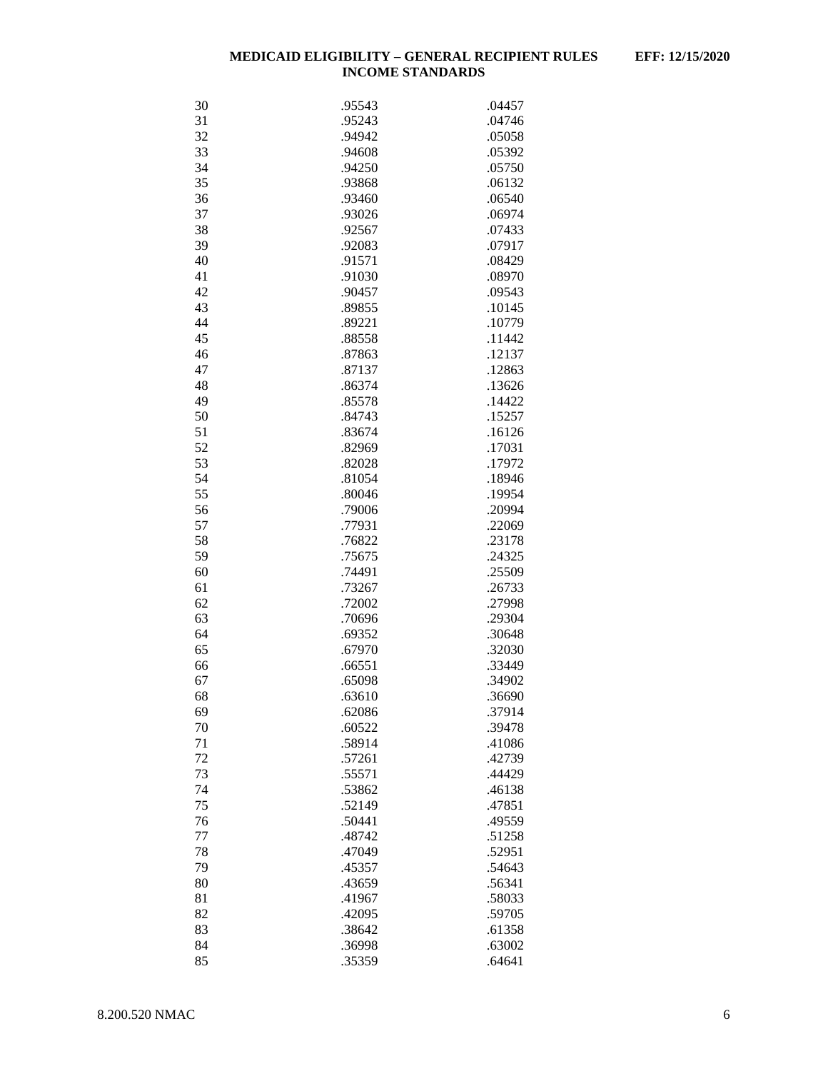| | | |
|---|---|---|
| 30 | .95543 | .04457 |
| 31 | .95243 | .04746 |
| 32 | .94942 | .05058 |
| 33 | .94608 | .05392 |
| 34 | .94250 | .05750 |
| 35 | .93868 | .06132 |
| 36 | .93460 | .06540 |
| 37 | .93026 | .06974 |
| 38 | .92567 | .07433 |
| 39 | .92083 | .07917 |
| 40 | .91571 | .08429 |
| 41 | .91030 | .08970 |
| 42 | .90457 | .09543 |
| 43 | .89855 | .10145 |
| 44 | .89221 | .10779 |
| 45 | .88558 | .11442 |
| 46 | .87863 | .12137 |
| 47 | .87137 | .12863 |
| 48 | .86374 | .13626 |
| 49 | .85578 | .14422 |
| 50 | .84743 | .15257 |
| 51 | .83674 | .16126 |
| 52 | .82969 | .17031 |
| 53 | .82028 | .17972 |
| 54 | .81054 | .18946 |
| 55 | .80046 | .19954 |
| 56 | .79006 | .20994 |
| 57 | .77931 | .22069 |
| 58 | .76822 | .23178 |
| 59 | .75675 | .24325 |
| 60 | .74491 | .25509 |
| 61 | .73267 | .26733 |
| 62 | .72002 | .27998 |
| 63 | .70696 | .29304 |
| 64 | .69352 | .30648 |
| 65 | .67970 | .32030 |
| 66 | .66551 | .33449 |
| 67 | .65098 | .34902 |
| 68 | .63610 | .36690 |
| 69 | .62086 | .37914 |
| 70 | .60522 | .39478 |
| 71 | .58914 | .41086 |
| 72 | .57261 | .42739 |
| 73 | .55571 | .44429 |
| 74 | .53862 | .46138 |
| 75 | .52149 | .47851 |
| 76 | .50441 | .49559 |
| 77 | .48742 | .51258 |
| 78 | .47049 | .52951 |
| 79 | .45357 | .54643 |
| 80 | .43659 | .56341 |
| 81 | .41967 | .58033 |
| 82 | .42095 | .59705 |
| 83 | .38642 | .61358 |
| 84 | .36998 | .63002 |
| 85 | .35359 | .64641 |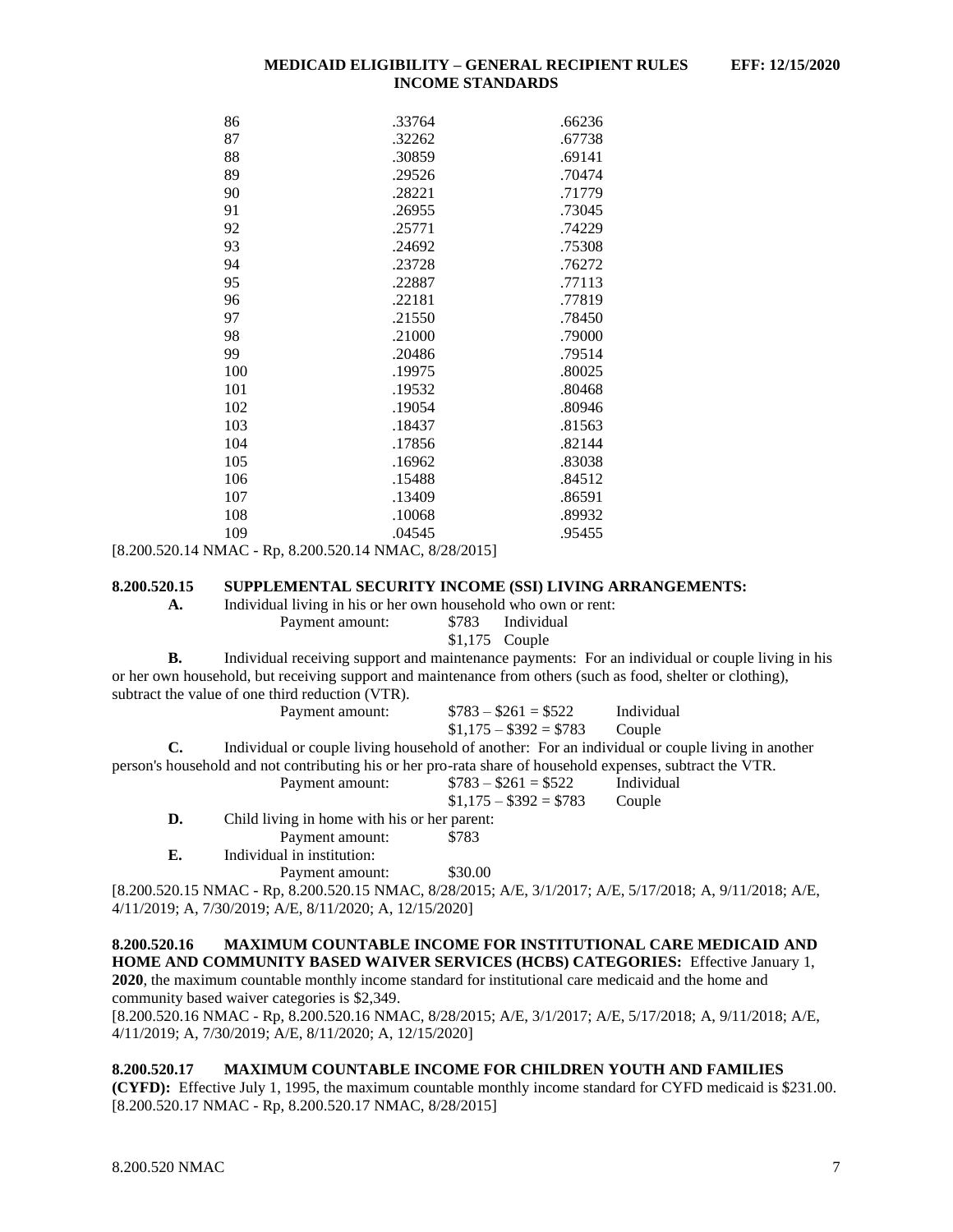| | | |
|---|---|---|
| 86 | .33764 | .66236 |
| 87 | .32262 | .67738 |
| 88 | .30859 | .69141 |
| 89 | .29526 | .70474 |
| 90 | .28221 | .71779 |
| 91 | .26955 | .73045 |
| 92 | .25771 | .74229 |
| 93 | .24692 | .75308 |
| 94 | .23728 | .76272 |
| 95 | .22887 | .77113 |
| 96 | .22181 | .77819 |
| 97 | .21550 | .78450 |
| 98 | .21000 | .79000 |
| 99 | .20486 | .79514 |
| 100 | .19975 | .80025 |
| 101 | .19532 | .80468 |
| 102 | .19054 | .80946 |
| 103 | .18437 | .81563 |
| 104 | .17856 | .82144 |
| 105 | .16962 | .83038 |
| 106 | .15488 | .84512 |
| 107 | .13409 | .86591 |
| 108 | .10068 | .89932 |
| 109 | .04545 | .95455 |

[8.200.520.14 NMAC - Rp, 8.200.520.14 NMAC, 8/28/2015]

**8.200.520.15 SUPPLEMENTAL SECURITY INCOME (SSI) LIVING ARRANGEMENTS:**

**A.** Individual living in his or her own household who own or rent:

Payment amount: $783 Individual
$1,175 Couple

**B.** Individual receiving support and maintenance payments: For an individual or couple living in his or her own household, but receiving support and maintenance from others (such as food, shelter or clothing), subtract the value of one third reduction (VTR).

Payment amount: $783 – $261 = $522 Individual
$1,175 – $392 = $783 Couple

**C.** Individual or couple living household of another: For an individual or couple living in another person's household and not contributing his or her pro-rata share of household expenses, subtract the VTR.

Payment amount: $783 – $261 = $522 Individual
$1,175 – $392 = $783 Couple

**D.** Child living in home with his or her parent:

Payment amount: $783

**E.** Individual in institution:

Payment amount: $30.00

[8.200.520.15 NMAC - Rp, 8.200.520.15 NMAC, 8/28/2015; A/E, 3/1/2017; A/E, 5/17/2018; A, 9/11/2018; A/E, 4/11/2019; A, 7/30/2019; A/E, 8/11/2020; A, 12/15/2020]

**8.200.520.16 MAXIMUM COUNTABLE INCOME FOR INSTITUTIONAL CARE MEDICAID AND HOME AND COMMUNITY BASED WAIVER SERVICES (HCBS) CATEGORIES:** Effective January 1, **2020**, the maximum countable monthly income standard for institutional care medicaid and the home and community based waiver categories is $2,349.
[8.200.520.16 NMAC - Rp, 8.200.520.16 NMAC, 8/28/2015; A/E, 3/1/2017; A/E, 5/17/2018; A, 9/11/2018; A/E, 4/11/2019; A, 7/30/2019; A/E, 8/11/2020; A, 12/15/2020]

**8.200.520.17 MAXIMUM COUNTABLE INCOME FOR CHILDREN YOUTH AND FAMILIES (CYFD):** Effective July 1, 1995, the maximum countable monthly income standard for CYFD medicaid is $231.00.
[8.200.520.17 NMAC - Rp, 8.200.520.17 NMAC, 8/28/2015]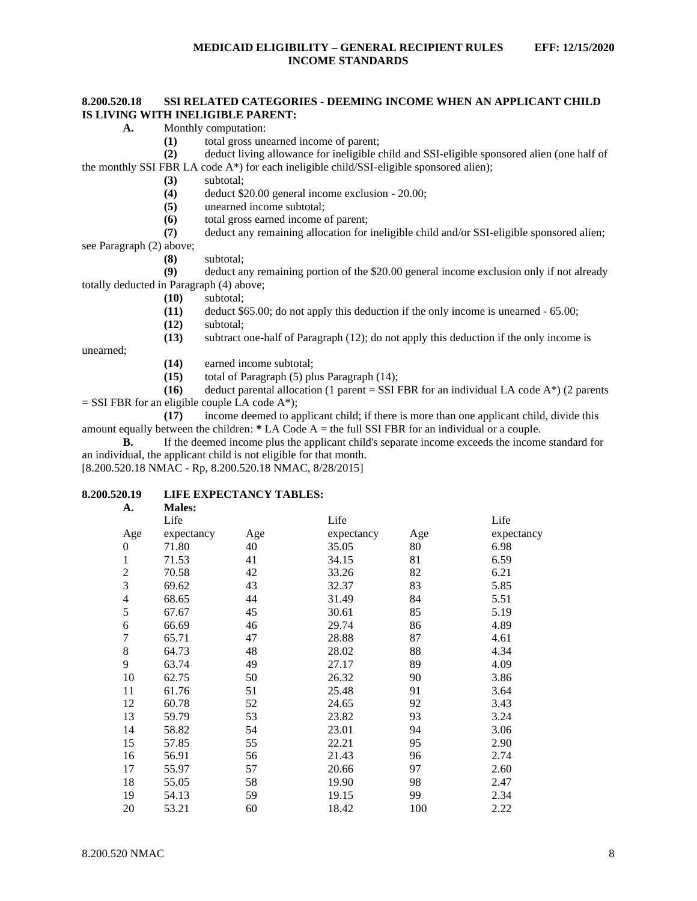**8.200.520.18 SSI RELATED CATEGORIES - DEEMING INCOME WHEN AN APPLICANT CHILD IS LIVING WITH INELIGIBLE PARENT:**

**A.** Monthly computation:

**(1)** total gross unearned income of parent;

**(2)** deduct living allowance for ineligible child and SSI-eligible sponsored alien (one half of the monthly SSI FBR LA code A*) for each ineligible child/SSI-eligible sponsored alien);

**(3)** subtotal;

**(4)** deduct $20.00 general income exclusion - 20.00;

**(5)** unearned income subtotal;

**(6)** total gross earned income of parent;

**(7)** deduct any remaining allocation for ineligible child and/or SSI-eligible sponsored alien; see Paragraph (2) above;

**(8)** subtotal;

**(9)** deduct any remaining portion of the $20.00 general income exclusion only if not already totally deducted in Paragraph (4) above;

**(10)** subtotal;

**(11)** deduct $65.00; do not apply this deduction if the only income is unearned - 65.00;

**(12)** subtotal;

**(13)** subtract one-half of Paragraph (12); do not apply this deduction if the only income is unearned;

**(14)** earned income subtotal;

**(15)** total of Paragraph (5) plus Paragraph (14);

**(16)** deduct parental allocation (1 parent = SSI FBR for an individual LA code A*) (2 parents = SSI FBR for an eligible couple LA code A*);

**(17)** income deemed to applicant child; if there is more than one applicant child, divide this amount equally between the children: **\*** LA Code A = the full SSI FBR for an individual or a couple.

**B.** If the deemed income plus the applicant child's separate income exceeds the income standard for an individual, the applicant child is not eligible for that month.

[8.200.520.18 NMAC - Rp, 8.200.520.18 NMAC, 8/28/2015]

**8.200.520.19 LIFE EXPECTANCY TABLES:**

**A. Males:**

| Age | Life expectancy | Age | Life expectancy | Age | Life expectancy |
|---|---|---|---|---|---|
| 0 | 71.80 | 40 | 35.05 | 80 | 6.98 |
| 1 | 71.53 | 41 | 34.15 | 81 | 6.59 |
| 2 | 70.58 | 42 | 33.26 | 82 | 6.21 |
| 3 | 69.62 | 43 | 32.37 | 83 | 5.85 |
| 4 | 68.65 | 44 | 31.49 | 84 | 5.51 |
| 5 | 67.67 | 45 | 30.61 | 85 | 5.19 |
| 6 | 66.69 | 46 | 29.74 | 86 | 4.89 |
| 7 | 65.71 | 47 | 28.88 | 87 | 4.61 |
| 8 | 64.73 | 48 | 28.02 | 88 | 4.34 |
| 9 | 63.74 | 49 | 27.17 | 89 | 4.09 |
| 10 | 62.75 | 50 | 26.32 | 90 | 3.86 |
| 11 | 61.76 | 51 | 25.48 | 91 | 3.64 |
| 12 | 60.78 | 52 | 24.65 | 92 | 3.43 |
| 13 | 59.79 | 53 | 23.82 | 93 | 3.24 |
| 14 | 58.82 | 54 | 23.01 | 94 | 3.06 |
| 15 | 57.85 | 55 | 22.21 | 95 | 2.90 |
| 16 | 56.91 | 56 | 21.43 | 96 | 2.74 |
| 17 | 55.97 | 57 | 20.66 | 97 | 2.60 |
| 18 | 55.05 | 58 | 19.90 | 98 | 2.47 |
| 19 | 54.13 | 59 | 19.15 | 99 | 2.34 |
| 20 | 53.21 | 60 | 18.42 | 100 | 2.22 |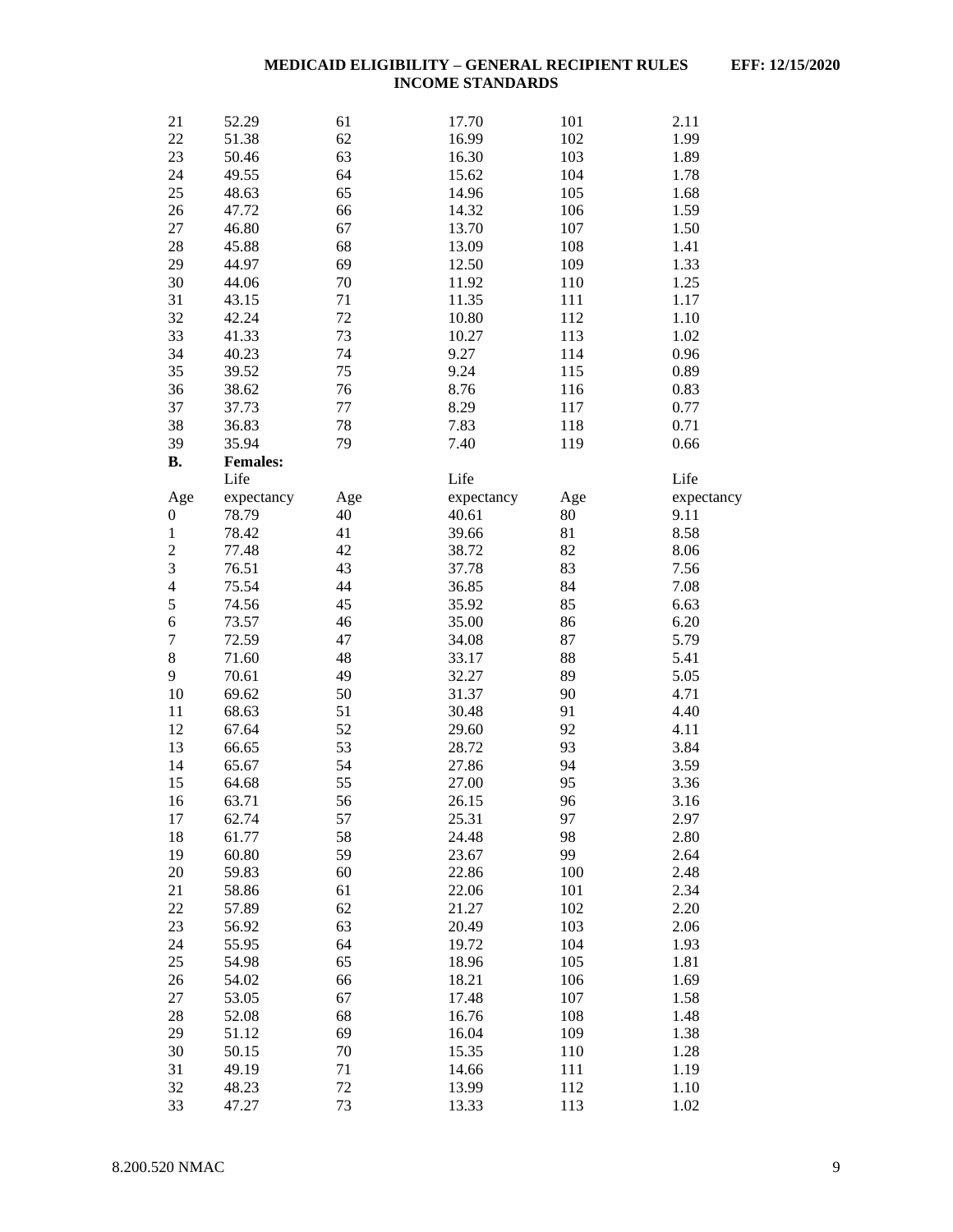| | | | | | |
|---|---|---|---|---|---|
| 21 | 52.29 | 61 | 17.70 | 101 | 2.11 |
| 22 | 51.38 | 62 | 16.99 | 102 | 1.99 |
| 23 | 50.46 | 63 | 16.30 | 103 | 1.89 |
| 24 | 49.55 | 64 | 15.62 | 104 | 1.78 |
| 25 | 48.63 | 65 | 14.96 | 105 | 1.68 |
| 26 | 47.72 | 66 | 14.32 | 106 | 1.59 |
| 27 | 46.80 | 67 | 13.70 | 107 | 1.50 |
| 28 | 45.88 | 68 | 13.09 | 108 | 1.41 |
| 29 | 44.97 | 69 | 12.50 | 109 | 1.33 |
| 30 | 44.06 | 70 | 11.92 | 110 | 1.25 |
| 31 | 43.15 | 71 | 11.35 | 111 | 1.17 |
| 32 | 42.24 | 72 | 10.80 | 112 | 1.10 |
| 33 | 41.33 | 73 | 10.27 | 113 | 1.02 |
| 34 | 40.23 | 74 | 9.27 | 114 | 0.96 |
| 35 | 39.52 | 75 | 9.24 | 115 | 0.89 |
| 36 | 38.62 | 76 | 8.76 | 116 | 0.83 |
| 37 | 37.73 | 77 | 8.29 | 117 | 0.77 |
| 38 | 36.83 | 78 | 7.83 | 118 | 0.71 |
| 39 | 35.94 | 79 | 7.40 | 119 | 0.66 |

**B. Females:**

| Age | Life expectancy | Age | Life expectancy | Age | Life expectancy |
|---|---|---|---|---|---|
| 0 | 78.79 | 40 | 40.61 | 80 | 9.11 |
| 1 | 78.42 | 41 | 39.66 | 81 | 8.58 |
| 2 | 77.48 | 42 | 38.72 | 82 | 8.06 |
| 3 | 76.51 | 43 | 37.78 | 83 | 7.56 |
| 4 | 75.54 | 44 | 36.85 | 84 | 7.08 |
| 5 | 74.56 | 45 | 35.92 | 85 | 6.63 |
| 6 | 73.57 | 46 | 35.00 | 86 | 6.20 |
| 7 | 72.59 | 47 | 34.08 | 87 | 5.79 |
| 8 | 71.60 | 48 | 33.17 | 88 | 5.41 |
| 9 | 70.61 | 49 | 32.27 | 89 | 5.05 |
| 10 | 69.62 | 50 | 31.37 | 90 | 4.71 |
| 11 | 68.63 | 51 | 30.48 | 91 | 4.40 |
| 12 | 67.64 | 52 | 29.60 | 92 | 4.11 |
| 13 | 66.65 | 53 | 28.72 | 93 | 3.84 |
| 14 | 65.67 | 54 | 27.86 | 94 | 3.59 |
| 15 | 64.68 | 55 | 27.00 | 95 | 3.36 |
| 16 | 63.71 | 56 | 26.15 | 96 | 3.16 |
| 17 | 62.74 | 57 | 25.31 | 97 | 2.97 |
| 18 | 61.77 | 58 | 24.48 | 98 | 2.80 |
| 19 | 60.80 | 59 | 23.67 | 99 | 2.64 |
| 20 | 59.83 | 60 | 22.86 | 100 | 2.48 |
| 21 | 58.86 | 61 | 22.06 | 101 | 2.34 |
| 22 | 57.89 | 62 | 21.27 | 102 | 2.20 |
| 23 | 56.92 | 63 | 20.49 | 103 | 2.06 |
| 24 | 55.95 | 64 | 19.72 | 104 | 1.93 |
| 25 | 54.98 | 65 | 18.96 | 105 | 1.81 |
| 26 | 54.02 | 66 | 18.21 | 106 | 1.69 |
| 27 | 53.05 | 67 | 17.48 | 107 | 1.58 |
| 28 | 52.08 | 68 | 16.76 | 108 | 1.48 |
| 29 | 51.12 | 69 | 16.04 | 109 | 1.38 |
| 30 | 50.15 | 70 | 15.35 | 110 | 1.28 |
| 31 | 49.19 | 71 | 14.66 | 111 | 1.19 |
| 32 | 48.23 | 72 | 13.99 | 112 | 1.10 |
| 33 | 47.27 | 73 | 13.33 | 113 | 1.02 |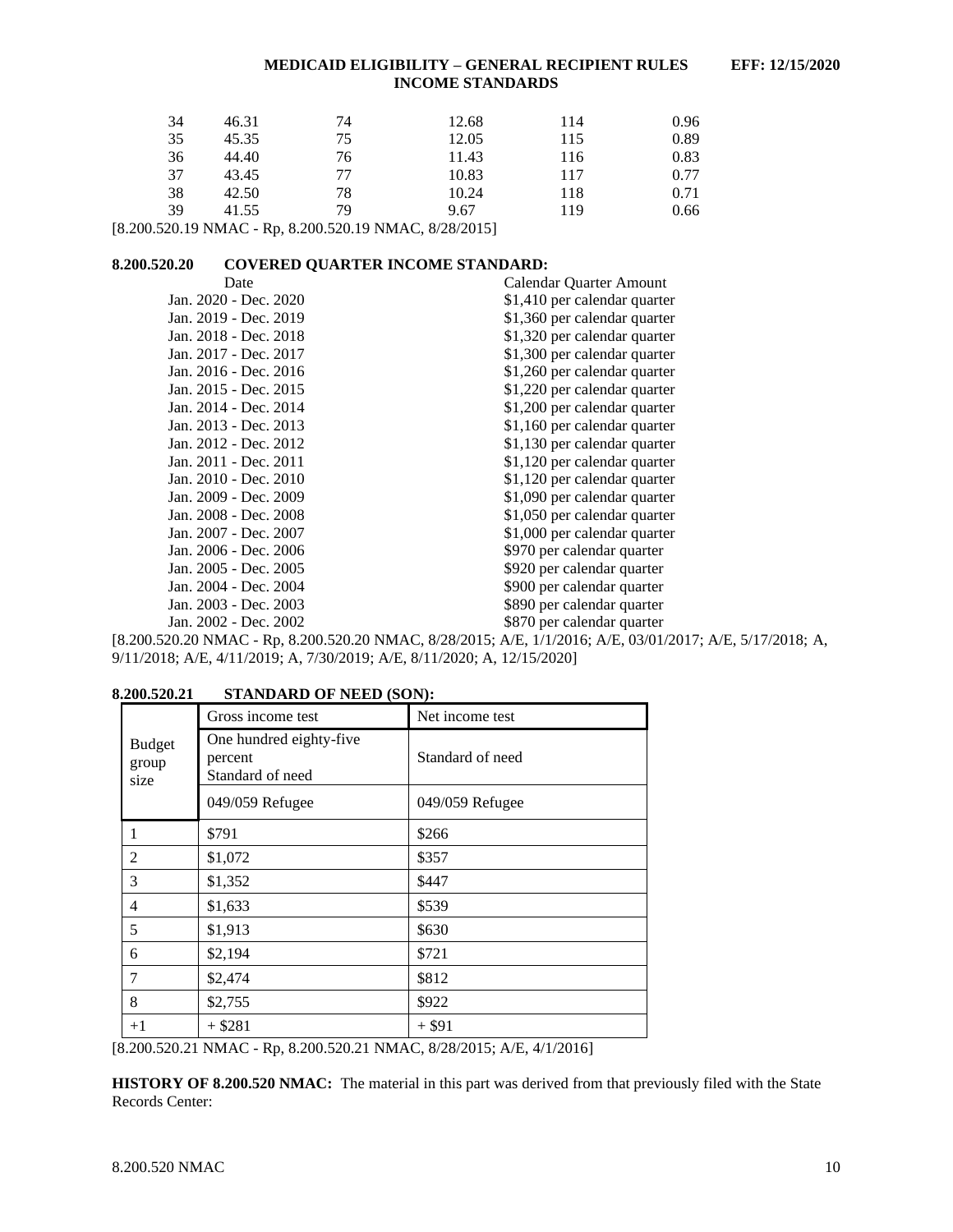| | | | | | |
|---|---|---|---|---|---|
| 34 | 46.31 | 74 | 12.68 | 114 | 0.96 |
| 35 | 45.35 | 75 | 12.05 | 115 | 0.89 |
| 36 | 44.40 | 76 | 11.43 | 116 | 0.83 |
| 37 | 43.45 | 77 | 10.83 | 117 | 0.77 |
| 38 | 42.50 | 78 | 10.24 | 118 | 0.71 |
| 39 | 41.55 | 79 | 9.67 | 119 | 0.66 |

[8.200.520.19 NMAC - Rp, 8.200.520.19 NMAC, 8/28/2015]

**8.200.520.20 COVERED QUARTER INCOME STANDARD:**

| Date | Calendar Quarter Amount |
|---|---|
| Jan. 2020 - Dec. 2020 | $1,410 per calendar quarter |
| Jan. 2019 - Dec. 2019 | $1,360 per calendar quarter |
| Jan. 2018 - Dec. 2018 | $1,320 per calendar quarter |
| Jan. 2017 - Dec. 2017 | $1,300 per calendar quarter |
| Jan. 2016 - Dec. 2016 | $1,260 per calendar quarter |
| Jan. 2015 - Dec. 2015 | $1,220 per calendar quarter |
| Jan. 2014 - Dec. 2014 | $1,200 per calendar quarter |
| Jan. 2013 - Dec. 2013 | $1,160 per calendar quarter |
| Jan. 2012 - Dec. 2012 | $1,130 per calendar quarter |
| Jan. 2011 - Dec. 2011 | $1,120 per calendar quarter |
| Jan. 2010 - Dec. 2010 | $1,120 per calendar quarter |
| Jan. 2009 - Dec. 2009 | $1,090 per calendar quarter |
| Jan. 2008 - Dec. 2008 | $1,050 per calendar quarter |
| Jan. 2007 - Dec. 2007 | $1,000 per calendar quarter |
| Jan. 2006 - Dec. 2006 | $970 per calendar quarter |
| Jan. 2005 - Dec. 2005 | $920 per calendar quarter |
| Jan. 2004 - Dec. 2004 | $900 per calendar quarter |
| Jan. 2003 - Dec. 2003 | $890 per calendar quarter |
| Jan. 2002 - Dec. 2002 | $870 per calendar quarter |

[8.200.520.20 NMAC - Rp, 8.200.520.20 NMAC, 8/28/2015; A/E, 1/1/2016; A/E, 03/01/2017; A/E, 5/17/2018; A, 9/11/2018; A/E, 4/11/2019; A, 7/30/2019; A/E, 8/11/2020; A, 12/15/2020]

**8.200.520.21 STANDARD OF NEED (SON):**

| Budget group size | Gross income test | Net income test |
|---|---|---|
| | One hundred eighty-five percent Standard of need | Standard of need |
| | 049/059 Refugee | 049/059 Refugee |
| 1 | $791 | $266 |
| 2 | $1,072 | $357 |
| 3 | $1,352 | $447 |
| 4 | $1,633 | $539 |
| 5 | $1,913 | $630 |
| 6 | $2,194 | $721 |
| 7 | $2,474 | $812 |
| 8 | $2,755 | $922 |
| +1 | + $281 | + $91 |

[8.200.520.21 NMAC - Rp, 8.200.520.21 NMAC, 8/28/2015; A/E, 4/1/2016]

**HISTORY OF 8.200.520 NMAC:** The material in this part was derived from that previously filed with the State Records Center: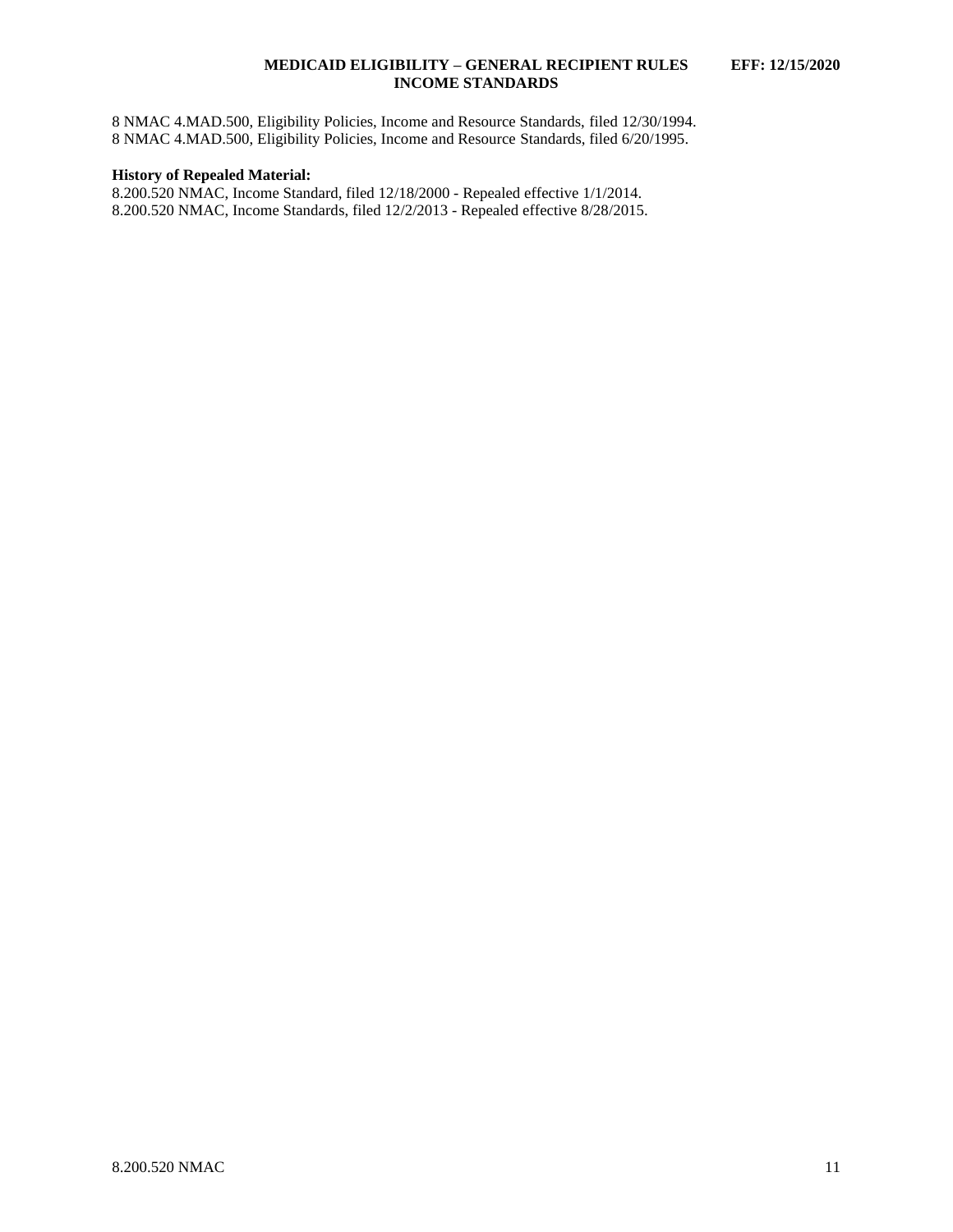8 NMAC 4.MAD.500, Eligibility Policies, Income and Resource Standards, filed 12/30/1994.
8 NMAC 4.MAD.500, Eligibility Policies, Income and Resource Standards, filed 6/20/1995.

**History of Repealed Material:**
8.200.520 NMAC, Income Standard, filed 12/18/2000 - Repealed effective 1/1/2014.
8.200.520 NMAC, Income Standards, filed 12/2/2013 - Repealed effective 8/28/2015.